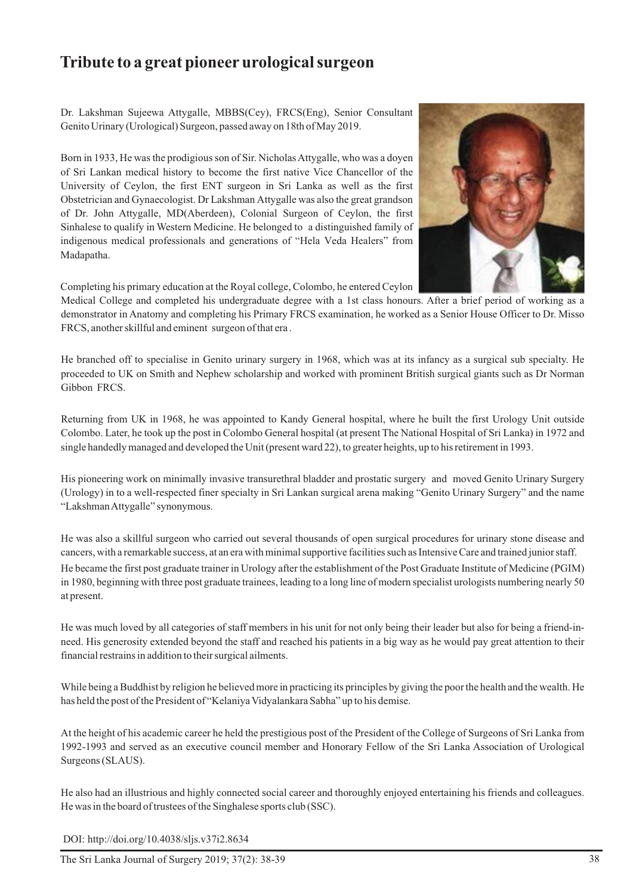# Tribute to a great pioneer urological surgeon

Dr. Lakshman Sujeewa Attygalle, MBBS(Cey), FRCS(Eng), Senior Consultant Genito Urinary (Urological) Surgeon, passed away on 18th of May 2019.

Born in 1933, He was the prodigious son of Sir. Nicholas Attygalle, who was a doyen of Sri Lankan medical history to become the first native Vice Chancellor of the University of Ceylon, the first ENT surgeon in Sri Lanka as well as the first Obstetrician and Gynaecologist. Dr Lakshman Attygalle was also the great grandson of Dr. John Attygalle, MD(Aberdeen), Colonial Surgeon of Ceylon, the first Sinhalese to qualify in Western Medicine. He belonged to a distinguished family of indigenous medical professionals and generations of "Hela Veda Healers" from Madapatha.

Completing his primary education at the Royal college, Colombo, he entered Ceylon Medical College and completed his undergraduate degree with a 1st class honours. After a brief period of working as a demonstrator in Anatomy and completing his Primary FRCS examination, he worked as a Senior House Officer to Dr. Misso FRCS, another skillful and eminent surgeon of that era .

He branched off to specialise in Genito urinary surgery in 1968, which was at its infancy as a surgical sub specialty. He proceeded to UK on Smith and Nephew scholarship and worked with prominent British surgical giants such as Dr Norman Gibbon FRCS.

Returning from UK in 1968, he was appointed to Kandy General hospital, where he built the first Urology Unit outside Colombo. Later, he took up the post in Colombo General hospital (at present The National Hospital of Sri Lanka) in 1972 and single handedly managed and developed the Unit (present ward 22), to greater heights, up to his retirement in 1993.

His pioneering work on minimally invasive transurethral bladder and prostatic surgery and moved Genito Urinary Surgery (Urology) in to a well-respected finer specialty in Sri Lankan surgical arena making "Genito Urinary Surgery" and the name "Lakshman Attygalle" synonymous.

He was also a skillful surgeon who carried out several thousands of open surgical procedures for urinary stone disease and cancers, with a remarkable success, at an era with minimal supportive facilities such as Intensive Care and trained junior staff.

He became the first post graduate trainer in Urology after the establishment of the Post Graduate Institute of Medicine (PGIM) in 1980, beginning with three post graduate trainees, leading to a long line of modern specialist urologists numbering nearly 50 at present.

He was much loved by all categories of staff members in his unit for not only being their leader but also for being a friend-in-need. His generosity extended beyond the staff and reached his patients in a big way as he would pay great attention to their financial restrains in addition to their surgical ailments.

While being a Buddhist by religion he believed more in practicing its principles by giving the poor the health and the wealth. He has held the post of the President of "Kelaniya Vidyalankara Sabha" up to his demise.

At the height of his academic career he held the prestigious post of the President of the College of Surgeons of Sri Lanka from 1992-1993 and served as an executive council member and Honorary Fellow of the Sri Lanka Association of Urological Surgeons (SLAUS).

He also had an illustrious and highly connected social career and thoroughly enjoyed entertaining his friends and colleagues. He was in the board of trustees of the Singhalese sports club (SSC).

DOI: http://doi.org/10.4038/sljs.v37i2.8634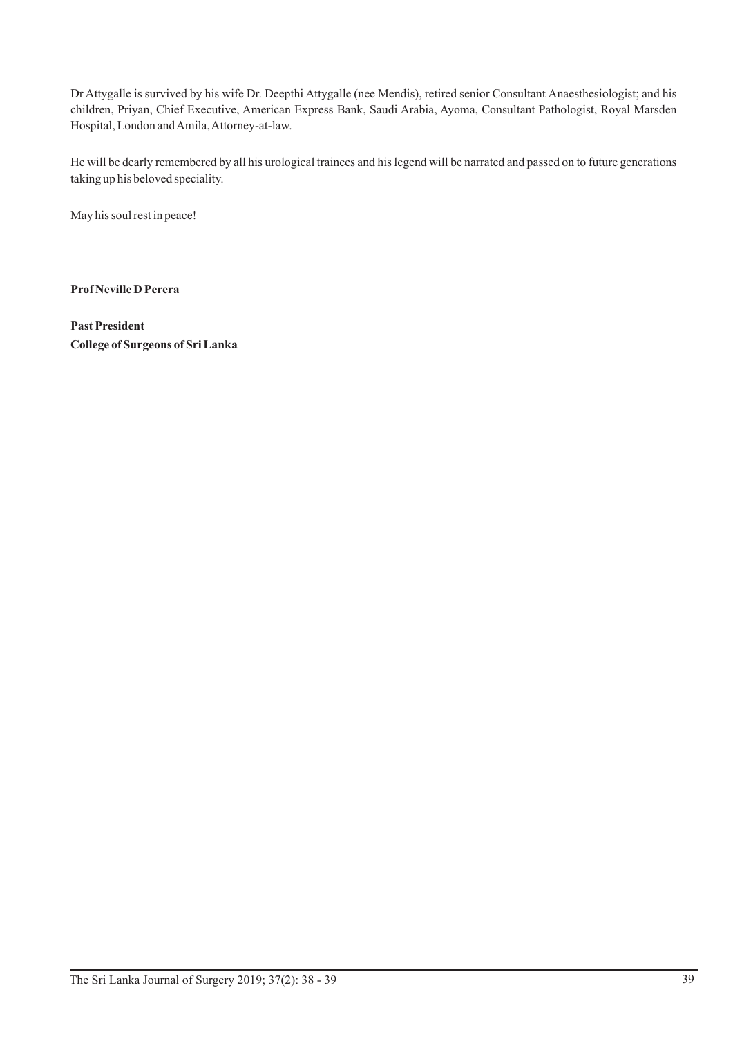Dr Attygalle is survived by his wife Dr. Deepthi Attygalle (nee Mendis), retired senior Consultant Anaesthesiologist; and his children, Priyan, Chief Executive, American Express Bank, Saudi Arabia, Ayoma, Consultant Pathologist, Royal Marsden Hospital, London and Amila, Attorney-at-law.

He will be dearly remembered by all his urological trainees and his legend will be narrated and passed on to future generations taking up his beloved speciality.

May his soul rest in peace!

**Prof Neville D Perera**

**Past President**
**College of Surgeons of Sri Lanka**